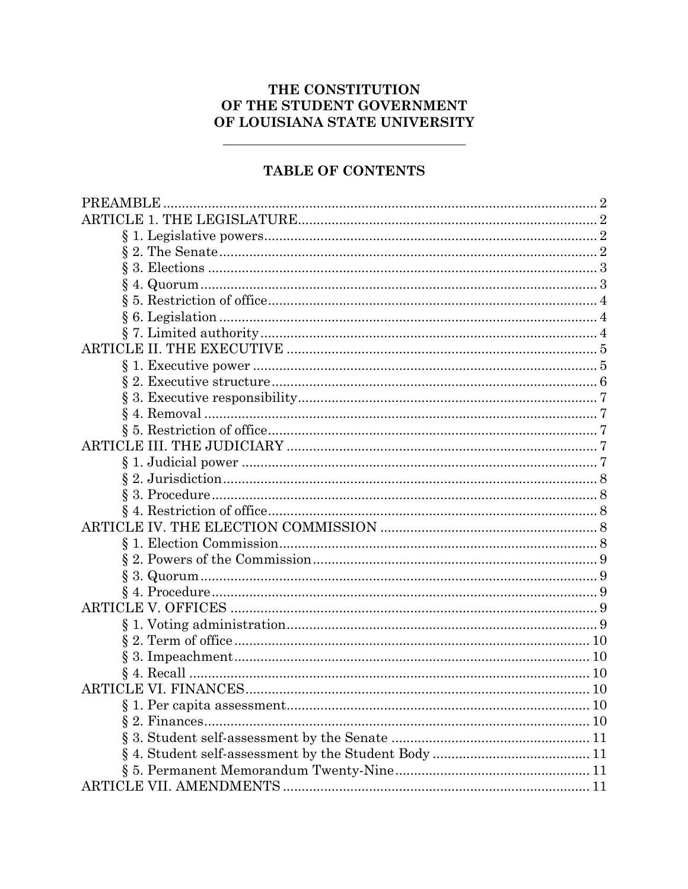# THE CONSTITUTION OF THE STUDENT GOVERNMENT OF LOUISIANA STATE UNIVERSITY

---

## TABLE OF CONTENTS

PREAMBLE .......... 2

ARTICLE 1. THE LEGISLATURE .......... 2

- § 1. Legislative powers .......... 2
- § 2. The Senate .......... 2
- § 3. Elections .......... 3
- § 4. Quorum .......... 3
- § 5. Restriction of office .......... 4
- § 6. Legislation .......... 4
- § 7. Limited authority .......... 4

ARTICLE II. THE EXECUTIVE .......... 5

- § 1. Executive power .......... 5
- § 2. Executive structure .......... 6
- § 3. Executive responsibility .......... 7
- § 4. Removal .......... 7
- § 5. Restriction of office .......... 7

ARTICLE III. THE JUDICIARY .......... 7

- § 1. Judicial power .......... 7
- § 2. Jurisdiction .......... 8
- § 3. Procedure .......... 8
- § 4. Restriction of office .......... 8

ARTICLE IV. THE ELECTION COMMISSION .......... 8

- § 1. Election Commission .......... 8
- § 2. Powers of the Commission .......... 9
- § 3. Quorum .......... 9
- § 4. Procedure .......... 9

ARTICLE V. OFFICES .......... 9

- § 1. Voting administration .......... 9
- § 2. Term of office .......... 10
- § 3. Impeachment .......... 10
- § 4. Recall .......... 10

ARTICLE VI. FINANCES .......... 10

- § 1. Per capita assessment .......... 10
- § 2. Finances .......... 10
- § 3. Student self-assessment by the Senate .......... 11
- § 4. Student self-assessment by the Student Body .......... 11
- § 5. Permanent Memorandum Twenty-Nine .......... 11

ARTICLE VII. AMENDMENTS .......... 11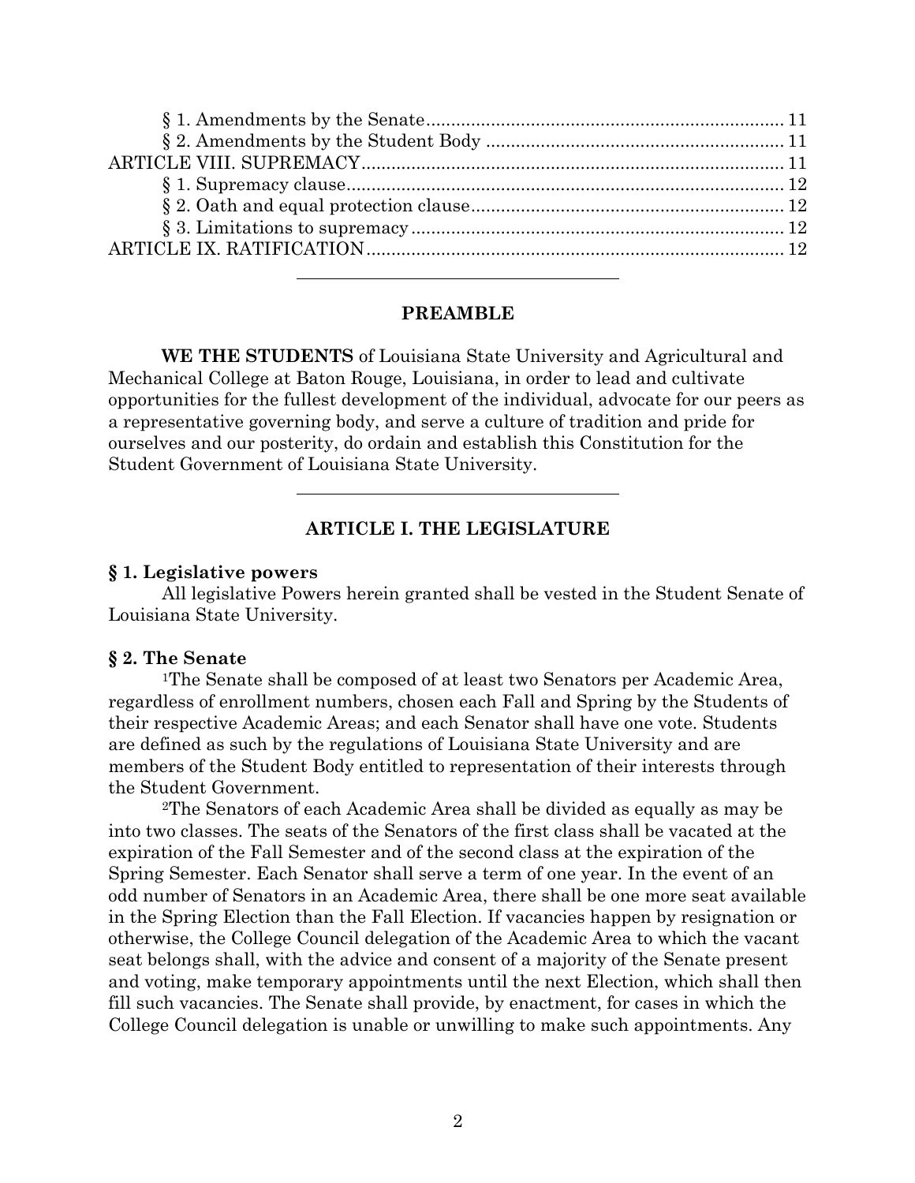§ 1. Amendments by the Senate ........................................................................ 11
§ 2. Amendments by the Student Body ............................................................ 11
ARTICLE VIII. SUPREMACY ..................................................................................... 11
§ 1. Supremacy clause ........................................................................................ 12
§ 2. Oath and equal protection clause ............................................................... 12
§ 3. Limitations to supremacy ........................................................................... 12
ARTICLE IX. RATIFICATION .................................................................................... 12

---

## PREAMBLE

**WE THE STUDENTS** of Louisiana State University and Agricultural and Mechanical College at Baton Rouge, Louisiana, in order to lead and cultivate opportunities for the fullest development of the individual, advocate for our peers as a representative governing body, and serve a culture of tradition and pride for ourselves and our posterity, do ordain and establish this Constitution for the Student Government of Louisiana State University.

---

## ARTICLE I. THE LEGISLATURE

### § 1. Legislative powers

All legislative Powers herein granted shall be vested in the Student Senate of Louisiana State University.

### § 2. The Senate

[1]The Senate shall be composed of at least two Senators per Academic Area, regardless of enrollment numbers, chosen each Fall and Spring by the Students of their respective Academic Areas; and each Senator shall have one vote. Students are defined as such by the regulations of Louisiana State University and are members of the Student Body entitled to representation of their interests through the Student Government.

[2]The Senators of each Academic Area shall be divided as equally as may be into two classes. The seats of the Senators of the first class shall be vacated at the expiration of the Fall Semester and of the second class at the expiration of the Spring Semester. Each Senator shall serve a term of one year. In the event of an odd number of Senators in an Academic Area, there shall be one more seat available in the Spring Election than the Fall Election. If vacancies happen by resignation or otherwise, the College Council delegation of the Academic Area to which the vacant seat belongs shall, with the advice and consent of a majority of the Senate present and voting, make temporary appointments until the next Election, which shall then fill such vacancies. The Senate shall provide, by enactment, for cases in which the College Council delegation is unable or unwilling to make such appointments. Any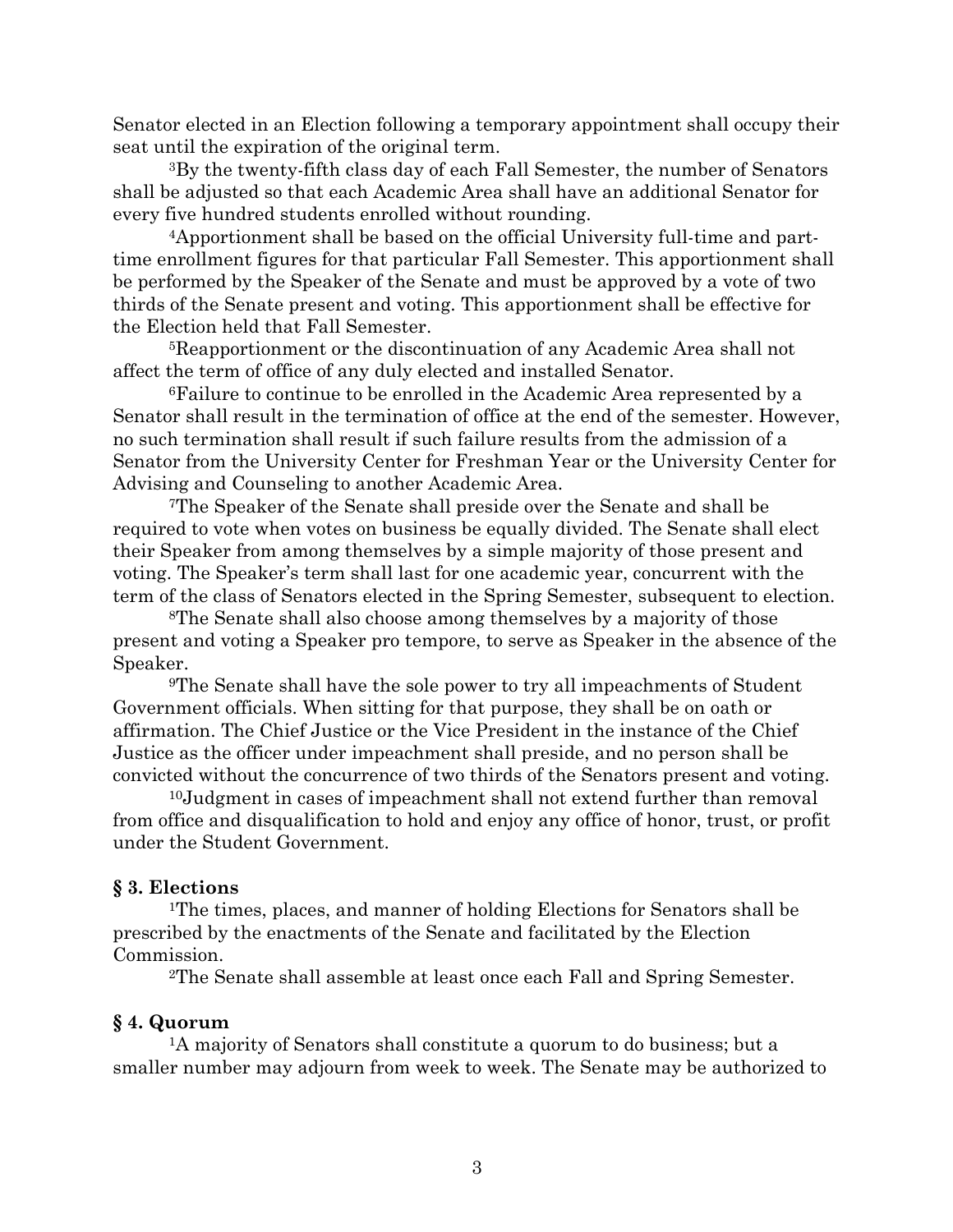Senator elected in an Election following a temporary appointment shall occupy their seat until the expiration of the original term.

[3]By the twenty-fifth class day of each Fall Semester, the number of Senators shall be adjusted so that each Academic Area shall have an additional Senator for every five hundred students enrolled without rounding.

[4]Apportionment shall be based on the official University full-time and part-time enrollment figures for that particular Fall Semester. This apportionment shall be performed by the Speaker of the Senate and must be approved by a vote of two thirds of the Senate present and voting. This apportionment shall be effective for the Election held that Fall Semester.

[5]Reapportionment or the discontinuation of any Academic Area shall not affect the term of office of any duly elected and installed Senator.

[6]Failure to continue to be enrolled in the Academic Area represented by a Senator shall result in the termination of office at the end of the semester. However, no such termination shall result if such failure results from the admission of a Senator from the University Center for Freshman Year or the University Center for Advising and Counseling to another Academic Area.

[7]The Speaker of the Senate shall preside over the Senate and shall be required to vote when votes on business be equally divided. The Senate shall elect their Speaker from among themselves by a simple majority of those present and voting. The Speaker's term shall last for one academic year, concurrent with the term of the class of Senators elected in the Spring Semester, subsequent to election.

[8]The Senate shall also choose among themselves by a majority of those present and voting a Speaker pro tempore, to serve as Speaker in the absence of the Speaker.

[9]The Senate shall have the sole power to try all impeachments of Student Government officials. When sitting for that purpose, they shall be on oath or affirmation. The Chief Justice or the Vice President in the instance of the Chief Justice as the officer under impeachment shall preside, and no person shall be convicted without the concurrence of two thirds of the Senators present and voting.

[10]Judgment in cases of impeachment shall not extend further than removal from office and disqualification to hold and enjoy any office of honor, trust, or profit under the Student Government.

### § 3. Elections

[1]The times, places, and manner of holding Elections for Senators shall be prescribed by the enactments of the Senate and facilitated by the Election Commission.

[2]The Senate shall assemble at least once each Fall and Spring Semester.

### § 4. Quorum

[1]A majority of Senators shall constitute a quorum to do business; but a smaller number may adjourn from week to week. The Senate may be authorized to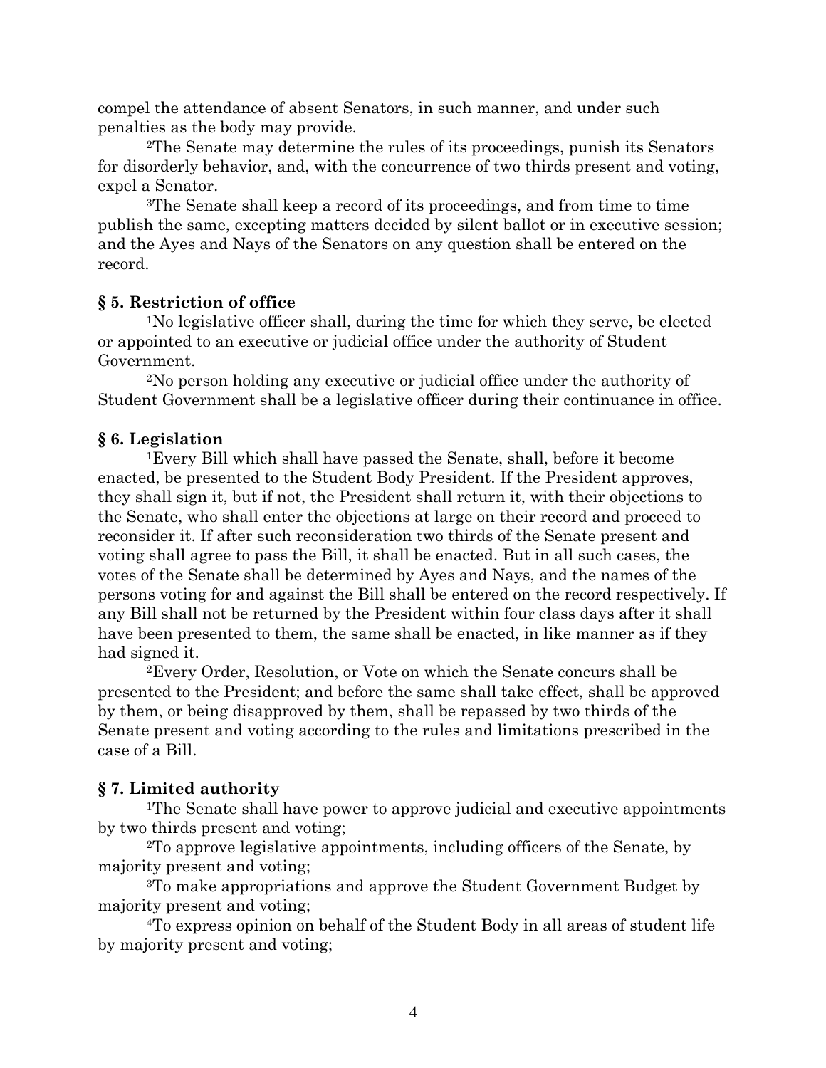compel the attendance of absent Senators, in such manner, and under such penalties as the body may provide.

[2]The Senate may determine the rules of its proceedings, punish its Senators for disorderly behavior, and, with the concurrence of two thirds present and voting, expel a Senator.

[3]The Senate shall keep a record of its proceedings, and from time to time publish the same, excepting matters decided by silent ballot or in executive session; and the Ayes and Nays of the Senators on any question shall be entered on the record.

### § 5. Restriction of office

[1]No legislative officer shall, during the time for which they serve, be elected or appointed to an executive or judicial office under the authority of Student Government.

[2]No person holding any executive or judicial office under the authority of Student Government shall be a legislative officer during their continuance in office.

### § 6. Legislation

[1]Every Bill which shall have passed the Senate, shall, before it become enacted, be presented to the Student Body President. If the President approves, they shall sign it, but if not, the President shall return it, with their objections to the Senate, who shall enter the objections at large on their record and proceed to reconsider it. If after such reconsideration two thirds of the Senate present and voting shall agree to pass the Bill, it shall be enacted. But in all such cases, the votes of the Senate shall be determined by Ayes and Nays, and the names of the persons voting for and against the Bill shall be entered on the record respectively. If any Bill shall not be returned by the President within four class days after it shall have been presented to them, the same shall be enacted, in like manner as if they had signed it.

[2]Every Order, Resolution, or Vote on which the Senate concurs shall be presented to the President; and before the same shall take effect, shall be approved by them, or being disapproved by them, shall be repassed by two thirds of the Senate present and voting according to the rules and limitations prescribed in the case of a Bill.

### § 7. Limited authority

[1]The Senate shall have power to approve judicial and executive appointments by two thirds present and voting;

[2]To approve legislative appointments, including officers of the Senate, by majority present and voting;

[3]To make appropriations and approve the Student Government Budget by majority present and voting;

[4]To express opinion on behalf of the Student Body in all areas of student life by majority present and voting;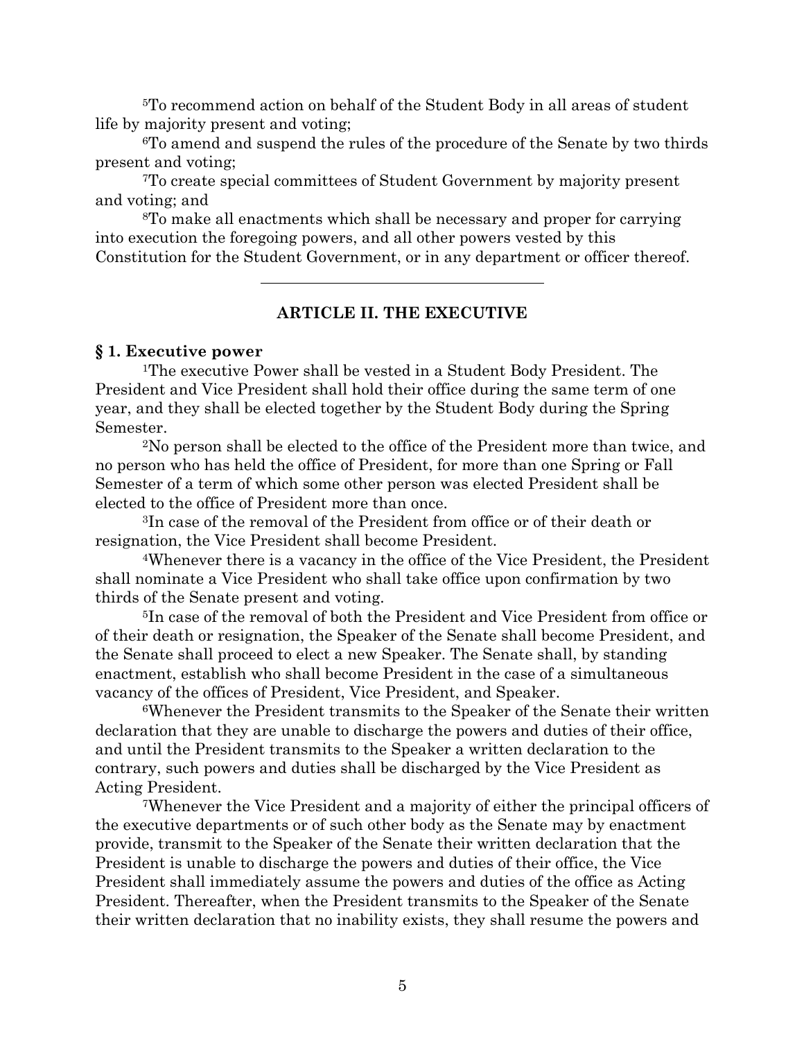[5]To recommend action on behalf of the Student Body in all areas of student life by majority present and voting;

[6]To amend and suspend the rules of the procedure of the Senate by two thirds present and voting;

[7]To create special committees of Student Government by majority present and voting; and

[8]To make all enactments which shall be necessary and proper for carrying into execution the foregoing powers, and all other powers vested by this Constitution for the Student Government, or in any department or officer thereof.

---

## ARTICLE II. THE EXECUTIVE

### § 1. Executive power

[1]The executive Power shall be vested in a Student Body President. The President and Vice President shall hold their office during the same term of one year, and they shall be elected together by the Student Body during the Spring Semester.

[2]No person shall be elected to the office of the President more than twice, and no person who has held the office of President, for more than one Spring or Fall Semester of a term of which some other person was elected President shall be elected to the office of President more than once.

[3]In case of the removal of the President from office or of their death or resignation, the Vice President shall become President.

[4]Whenever there is a vacancy in the office of the Vice President, the President shall nominate a Vice President who shall take office upon confirmation by two thirds of the Senate present and voting.

[5]In case of the removal of both the President and Vice President from office or of their death or resignation, the Speaker of the Senate shall become President, and the Senate shall proceed to elect a new Speaker. The Senate shall, by standing enactment, establish who shall become President in the case of a simultaneous vacancy of the offices of President, Vice President, and Speaker.

[6]Whenever the President transmits to the Speaker of the Senate their written declaration that they are unable to discharge the powers and duties of their office, and until the President transmits to the Speaker a written declaration to the contrary, such powers and duties shall be discharged by the Vice President as Acting President.

[7]Whenever the Vice President and a majority of either the principal officers of the executive departments or of such other body as the Senate may by enactment provide, transmit to the Speaker of the Senate their written declaration that the President is unable to discharge the powers and duties of their office, the Vice President shall immediately assume the powers and duties of the office as Acting President. Thereafter, when the President transmits to the Speaker of the Senate their written declaration that no inability exists, they shall resume the powers and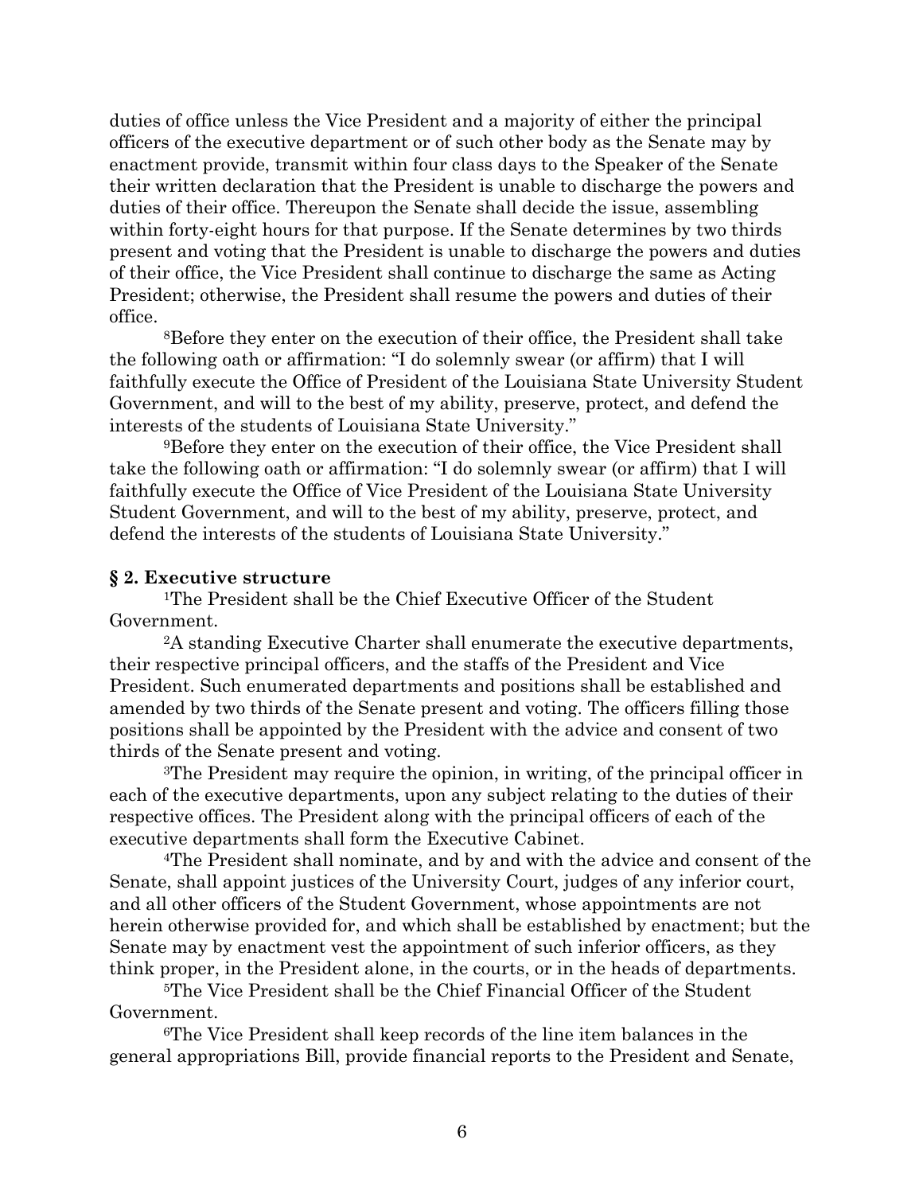duties of office unless the Vice President and a majority of either the principal officers of the executive department or of such other body as the Senate may by enactment provide, transmit within four class days to the Speaker of the Senate their written declaration that the President is unable to discharge the powers and duties of their office. Thereupon the Senate shall decide the issue, assembling within forty-eight hours for that purpose. If the Senate determines by two thirds present and voting that the President is unable to discharge the powers and duties of their office, the Vice President shall continue to discharge the same as Acting President; otherwise, the President shall resume the powers and duties of their office.

[8]Before they enter on the execution of their office, the President shall take the following oath or affirmation: "I do solemnly swear (or affirm) that I will faithfully execute the Office of President of the Louisiana State University Student Government, and will to the best of my ability, preserve, protect, and defend the interests of the students of Louisiana State University."

[9]Before they enter on the execution of their office, the Vice President shall take the following oath or affirmation: "I do solemnly swear (or affirm) that I will faithfully execute the Office of Vice President of the Louisiana State University Student Government, and will to the best of my ability, preserve, protect, and defend the interests of the students of Louisiana State University."

**§ 2. Executive structure**

[1]The President shall be the Chief Executive Officer of the Student Government.

[2]A standing Executive Charter shall enumerate the executive departments, their respective principal officers, and the staffs of the President and Vice President. Such enumerated departments and positions shall be established and amended by two thirds of the Senate present and voting. The officers filling those positions shall be appointed by the President with the advice and consent of two thirds of the Senate present and voting.

[3]The President may require the opinion, in writing, of the principal officer in each of the executive departments, upon any subject relating to the duties of their respective offices. The President along with the principal officers of each of the executive departments shall form the Executive Cabinet.

[4]The President shall nominate, and by and with the advice and consent of the Senate, shall appoint justices of the University Court, judges of any inferior court, and all other officers of the Student Government, whose appointments are not herein otherwise provided for, and which shall be established by enactment; but the Senate may by enactment vest the appointment of such inferior officers, as they think proper, in the President alone, in the courts, or in the heads of departments.

[5]The Vice President shall be the Chief Financial Officer of the Student Government.

[6]The Vice President shall keep records of the line item balances in the general appropriations Bill, provide financial reports to the President and Senate,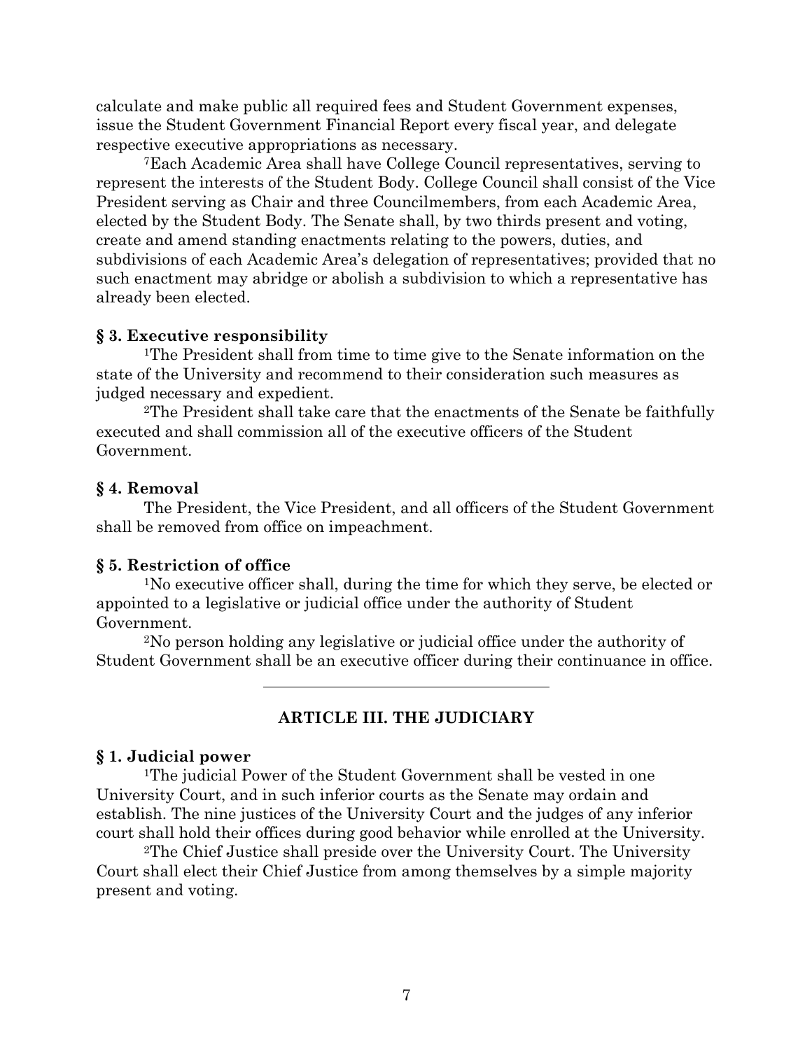calculate and make public all required fees and Student Government expenses, issue the Student Government Financial Report every fiscal year, and delegate respective executive appropriations as necessary.

[7]Each Academic Area shall have College Council representatives, serving to represent the interests of the Student Body. College Council shall consist of the Vice President serving as Chair and three Councilmembers, from each Academic Area, elected by the Student Body. The Senate shall, by two thirds present and voting, create and amend standing enactments relating to the powers, duties, and subdivisions of each Academic Area's delegation of representatives; provided that no such enactment may abridge or abolish a subdivision to which a representative has already been elected.

**§ 3. Executive responsibility**

[1]The President shall from time to time give to the Senate information on the state of the University and recommend to their consideration such measures as judged necessary and expedient.

[2]The President shall take care that the enactments of the Senate be faithfully executed and shall commission all of the executive officers of the Student Government.

**§ 4. Removal**

The President, the Vice President, and all officers of the Student Government shall be removed from office on impeachment.

**§ 5. Restriction of office**

[1]No executive officer shall, during the time for which they serve, be elected or appointed to a legislative or judicial office under the authority of Student Government.

[2]No person holding any legislative or judicial office under the authority of Student Government shall be an executive officer during their continuance in office.

---

## ARTICLE III. THE JUDICIARY

**§ 1. Judicial power**

[1]The judicial Power of the Student Government shall be vested in one University Court, and in such inferior courts as the Senate may ordain and establish. The nine justices of the University Court and the judges of any inferior court shall hold their offices during good behavior while enrolled at the University.

[2]The Chief Justice shall preside over the University Court. The University Court shall elect their Chief Justice from among themselves by a simple majority present and voting.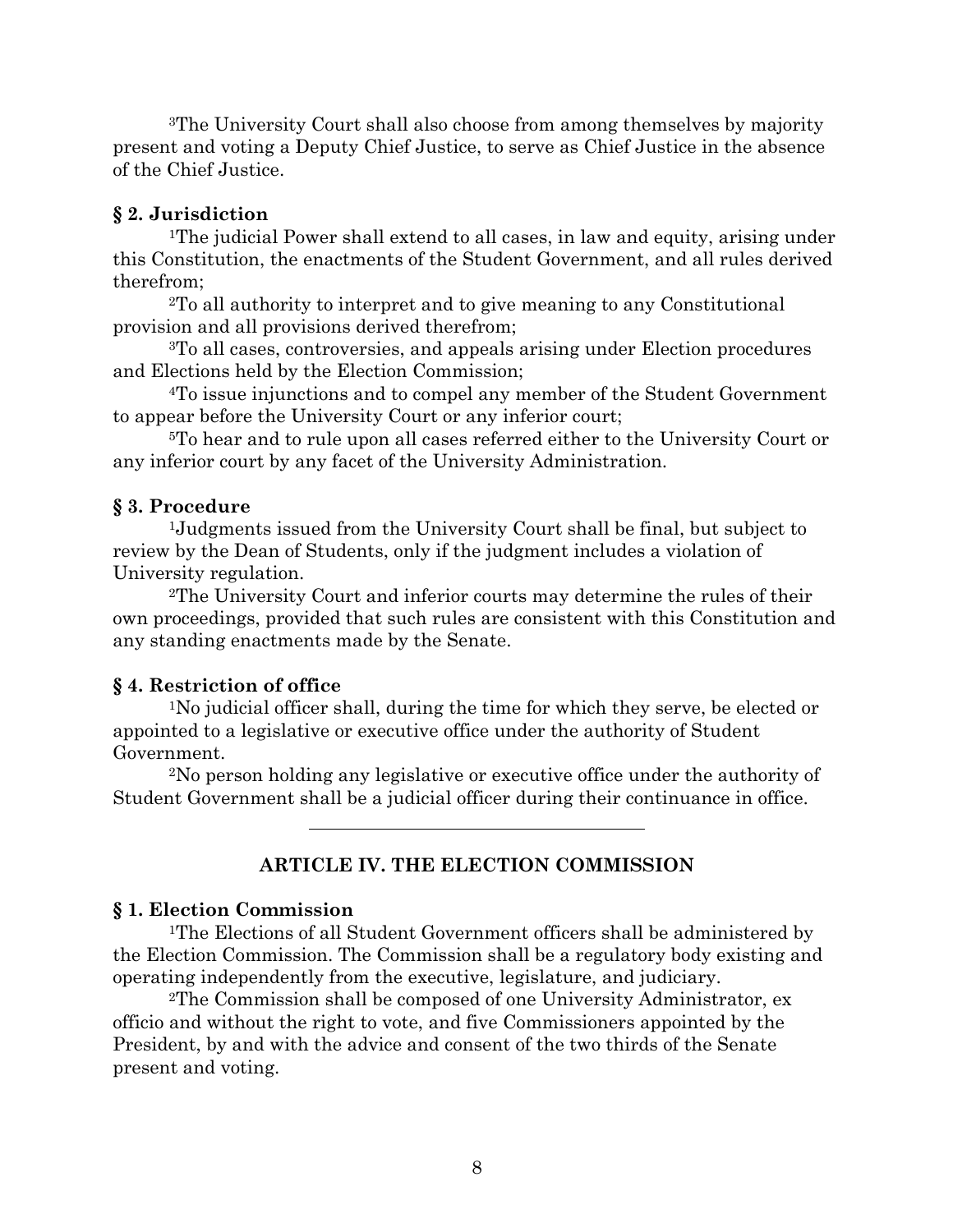[3]The University Court shall also choose from among themselves by majority present and voting a Deputy Chief Justice, to serve as Chief Justice in the absence of the Chief Justice.

### § 2. Jurisdiction

[1]The judicial Power shall extend to all cases, in law and equity, arising under this Constitution, the enactments of the Student Government, and all rules derived therefrom;

[2]To all authority to interpret and to give meaning to any Constitutional provision and all provisions derived therefrom;

[3]To all cases, controversies, and appeals arising under Election procedures and Elections held by the Election Commission;

[4]To issue injunctions and to compel any member of the Student Government to appear before the University Court or any inferior court;

[5]To hear and to rule upon all cases referred either to the University Court or any inferior court by any facet of the University Administration.

### § 3. Procedure

[1]Judgments issued from the University Court shall be final, but subject to review by the Dean of Students, only if the judgment includes a violation of University regulation.

[2]The University Court and inferior courts may determine the rules of their own proceedings, provided that such rules are consistent with this Constitution and any standing enactments made by the Senate.

### § 4. Restriction of office

[1]No judicial officer shall, during the time for which they serve, be elected or appointed to a legislative or executive office under the authority of Student Government.

[2]No person holding any legislative or executive office under the authority of Student Government shall be a judicial officer during their continuance in office.

---

## ARTICLE IV. THE ELECTION COMMISSION

### § 1. Election Commission

[1]The Elections of all Student Government officers shall be administered by the Election Commission. The Commission shall be a regulatory body existing and operating independently from the executive, legislature, and judiciary.

[2]The Commission shall be composed of one University Administrator, ex officio and without the right to vote, and five Commissioners appointed by the President, by and with the advice and consent of the two thirds of the Senate present and voting.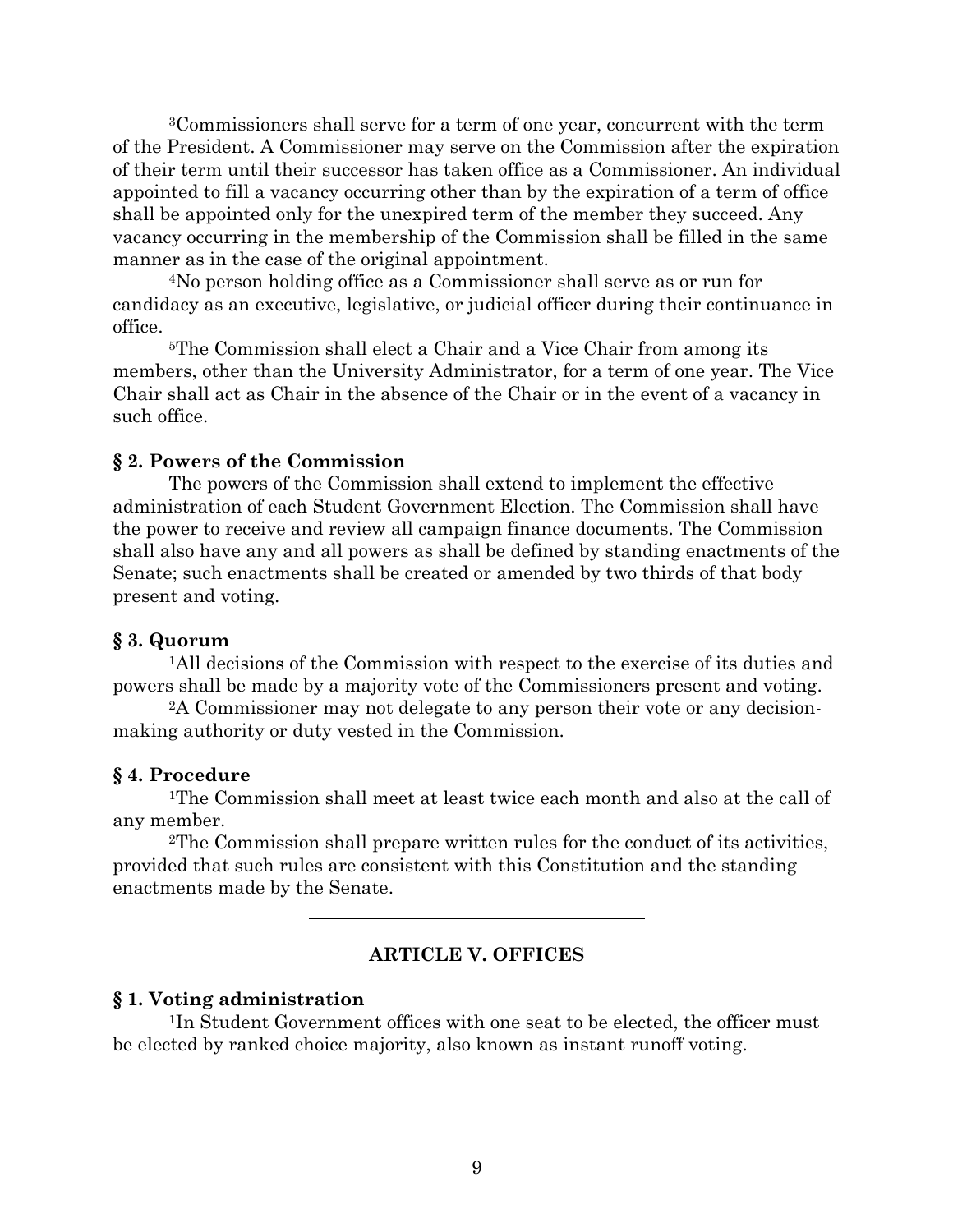[3]Commissioners shall serve for a term of one year, concurrent with the term of the President. A Commissioner may serve on the Commission after the expiration of their term until their successor has taken office as a Commissioner. An individual appointed to fill a vacancy occurring other than by the expiration of a term of office shall be appointed only for the unexpired term of the member they succeed. Any vacancy occurring in the membership of the Commission shall be filled in the same manner as in the case of the original appointment.

[4]No person holding office as a Commissioner shall serve as or run for candidacy as an executive, legislative, or judicial officer during their continuance in office.

[5]The Commission shall elect a Chair and a Vice Chair from among its members, other than the University Administrator, for a term of one year. The Vice Chair shall act as Chair in the absence of the Chair or in the event of a vacancy in such office.

### § 2. Powers of the Commission

The powers of the Commission shall extend to implement the effective administration of each Student Government Election. The Commission shall have the power to receive and review all campaign finance documents. The Commission shall also have any and all powers as shall be defined by standing enactments of the Senate; such enactments shall be created or amended by two thirds of that body present and voting.

### § 3. Quorum

[1]All decisions of the Commission with respect to the exercise of its duties and powers shall be made by a majority vote of the Commissioners present and voting.

[2]A Commissioner may not delegate to any person their vote or any decision-making authority or duty vested in the Commission.

### § 4. Procedure

[1]The Commission shall meet at least twice each month and also at the call of any member.

[2]The Commission shall prepare written rules for the conduct of its activities, provided that such rules are consistent with this Constitution and the standing enactments made by the Senate.

---

## ARTICLE V. OFFICES

### § 1. Voting administration

[1]In Student Government offices with one seat to be elected, the officer must be elected by ranked choice majority, also known as instant runoff voting.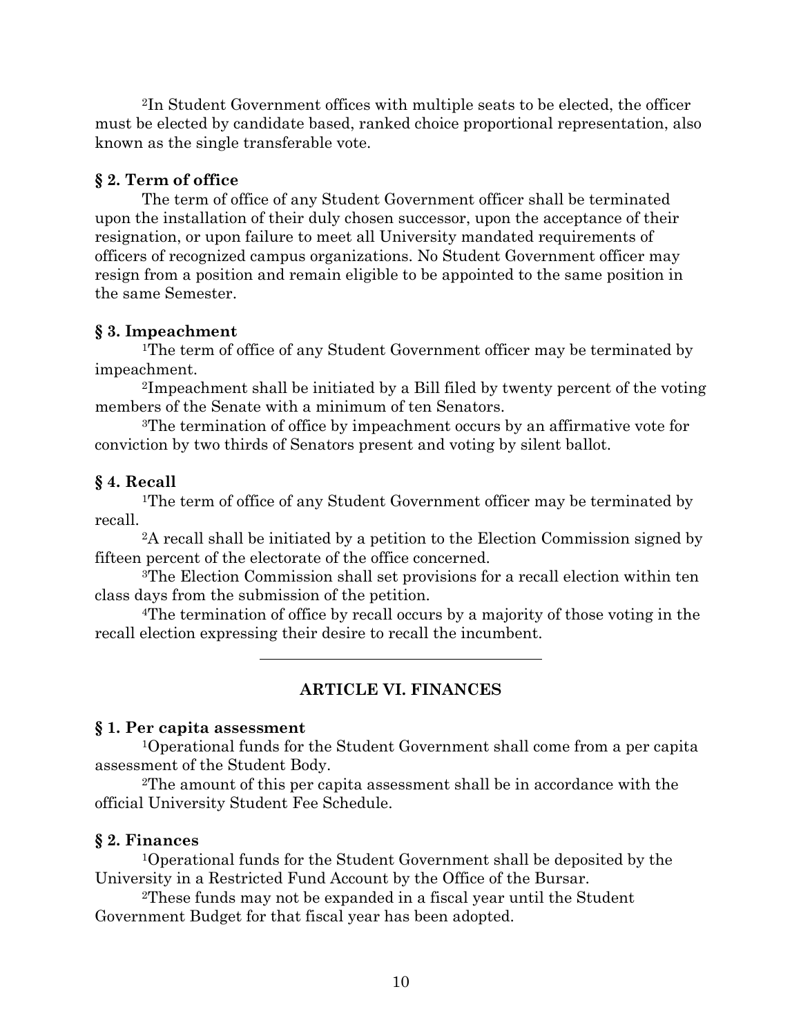[2]In Student Government offices with multiple seats to be elected, the officer must be elected by candidate based, ranked choice proportional representation, also known as the single transferable vote.

### § 2. Term of office

The term of office of any Student Government officer shall be terminated upon the installation of their duly chosen successor, upon the acceptance of their resignation, or upon failure to meet all University mandated requirements of officers of recognized campus organizations. No Student Government officer may resign from a position and remain eligible to be appointed to the same position in the same Semester.

### § 3. Impeachment

[1]The term of office of any Student Government officer may be terminated by impeachment.

[2]Impeachment shall be initiated by a Bill filed by twenty percent of the voting members of the Senate with a minimum of ten Senators.

[3]The termination of office by impeachment occurs by an affirmative vote for conviction by two thirds of Senators present and voting by silent ballot.

### § 4. Recall

[1]The term of office of any Student Government officer may be terminated by recall.

[2]A recall shall be initiated by a petition to the Election Commission signed by fifteen percent of the electorate of the office concerned.

[3]The Election Commission shall set provisions for a recall election within ten class days from the submission of the petition.

[4]The termination of office by recall occurs by a majority of those voting in the recall election expressing their desire to recall the incumbent.

---

## ARTICLE VI. FINANCES

### § 1. Per capita assessment

[1]Operational funds for the Student Government shall come from a per capita assessment of the Student Body.

[2]The amount of this per capita assessment shall be in accordance with the official University Student Fee Schedule.

### § 2. Finances

[1]Operational funds for the Student Government shall be deposited by the University in a Restricted Fund Account by the Office of the Bursar.

[2]These funds may not be expanded in a fiscal year until the Student Government Budget for that fiscal year has been adopted.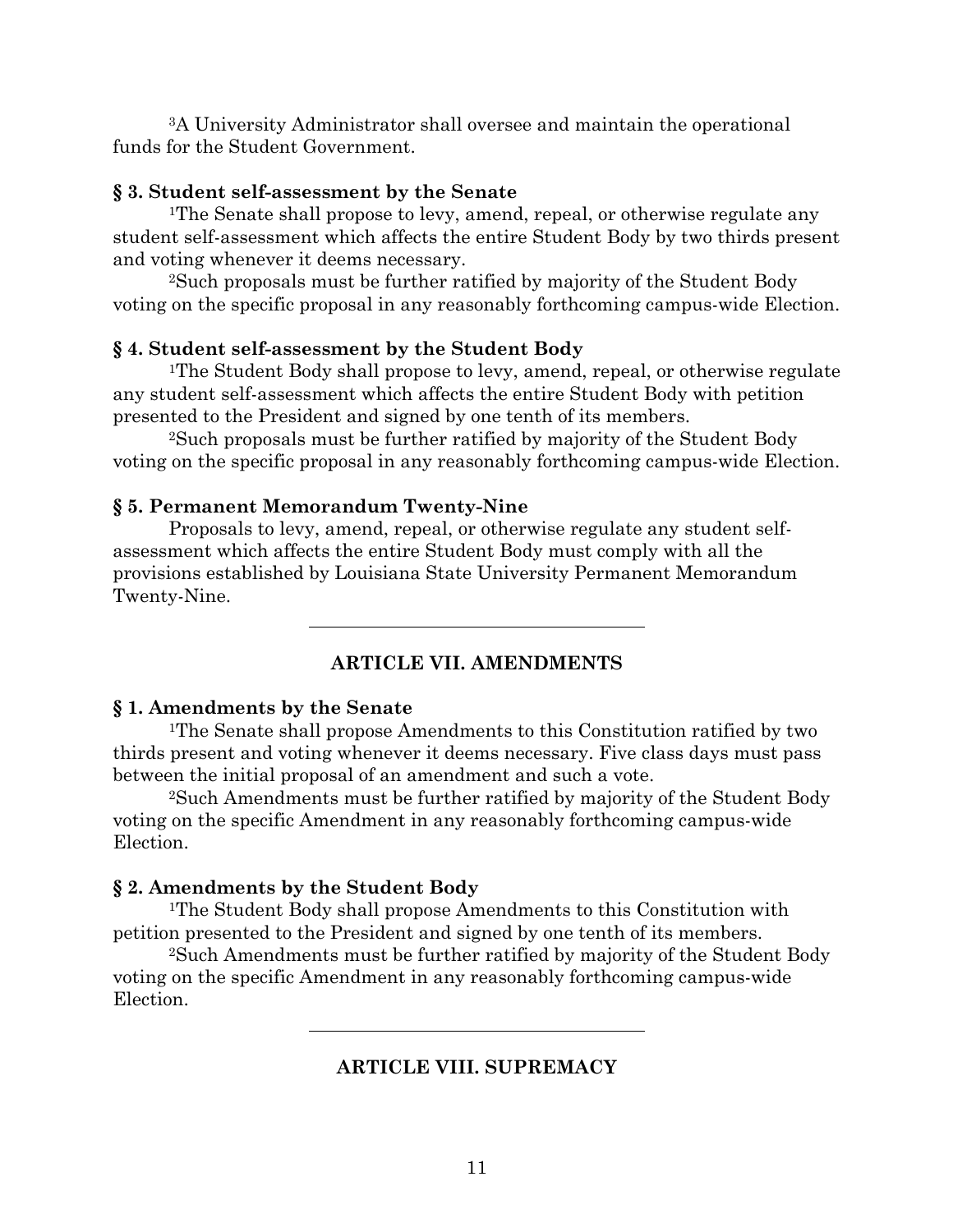[3]A University Administrator shall oversee and maintain the operational funds for the Student Government.

### § 3. Student self-assessment by the Senate

[1]The Senate shall propose to levy, amend, repeal, or otherwise regulate any student self-assessment which affects the entire Student Body by two thirds present and voting whenever it deems necessary.

[2]Such proposals must be further ratified by majority of the Student Body voting on the specific proposal in any reasonably forthcoming campus-wide Election.

### § 4. Student self-assessment by the Student Body

[1]The Student Body shall propose to levy, amend, repeal, or otherwise regulate any student self-assessment which affects the entire Student Body with petition presented to the President and signed by one tenth of its members.

[2]Such proposals must be further ratified by majority of the Student Body voting on the specific proposal in any reasonably forthcoming campus-wide Election.

### § 5. Permanent Memorandum Twenty-Nine

Proposals to levy, amend, repeal, or otherwise regulate any student self-assessment which affects the entire Student Body must comply with all the provisions established by Louisiana State University Permanent Memorandum Twenty-Nine.

---

## ARTICLE VII. AMENDMENTS

### § 1. Amendments by the Senate

[1]The Senate shall propose Amendments to this Constitution ratified by two thirds present and voting whenever it deems necessary. Five class days must pass between the initial proposal of an amendment and such a vote.

[2]Such Amendments must be further ratified by majority of the Student Body voting on the specific Amendment in any reasonably forthcoming campus-wide Election.

### § 2. Amendments by the Student Body

[1]The Student Body shall propose Amendments to this Constitution with petition presented to the President and signed by one tenth of its members.

[2]Such Amendments must be further ratified by majority of the Student Body voting on the specific Amendment in any reasonably forthcoming campus-wide Election.

---

## ARTICLE VIII. SUPREMACY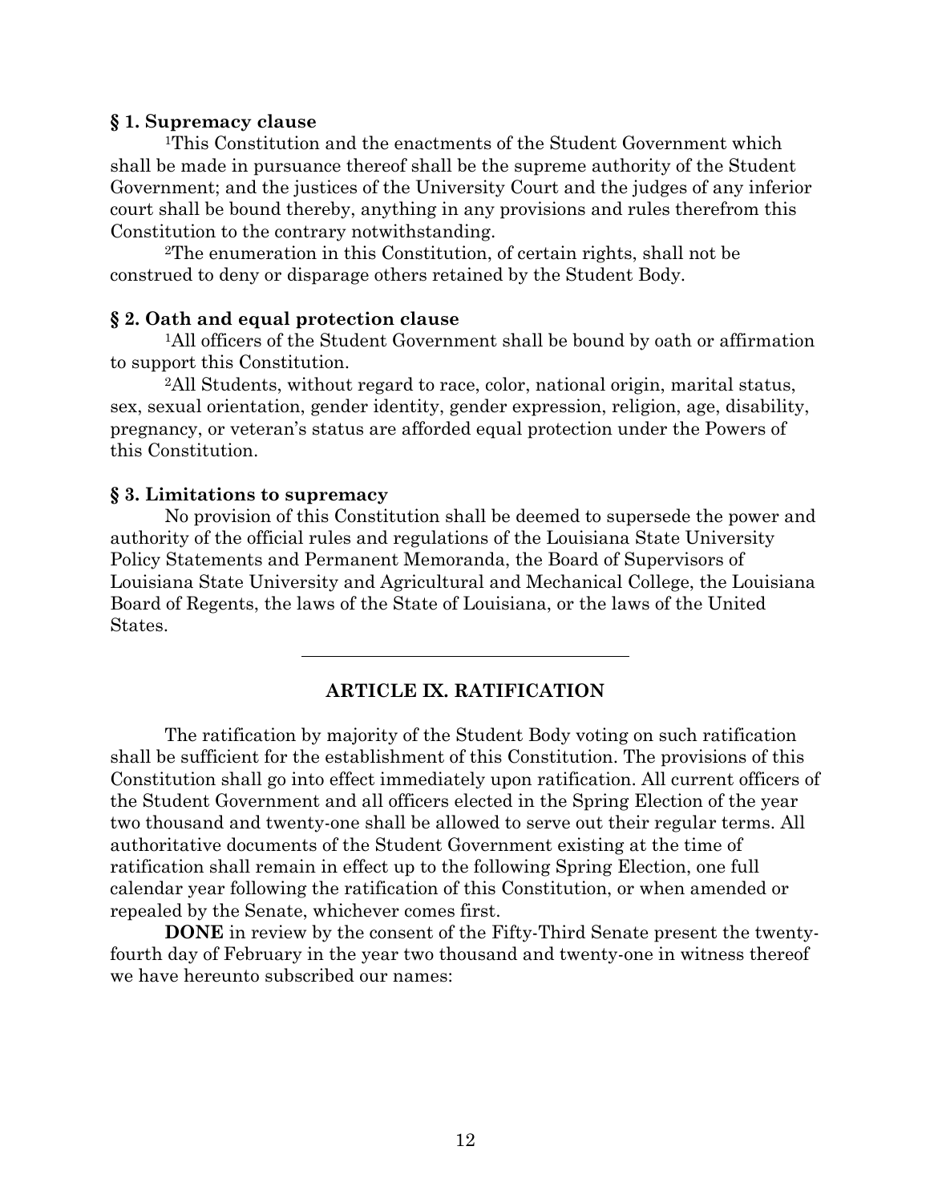### § 1. Supremacy clause

[1]This Constitution and the enactments of the Student Government which shall be made in pursuance thereof shall be the supreme authority of the Student Government; and the justices of the University Court and the judges of any inferior court shall be bound thereby, anything in any provisions and rules therefrom this Constitution to the contrary notwithstanding.

[2]The enumeration in this Constitution, of certain rights, shall not be construed to deny or disparage others retained by the Student Body.

### § 2. Oath and equal protection clause

[1]All officers of the Student Government shall be bound by oath or affirmation to support this Constitution.

[2]All Students, without regard to race, color, national origin, marital status, sex, sexual orientation, gender identity, gender expression, religion, age, disability, pregnancy, or veteran's status are afforded equal protection under the Powers of this Constitution.

### § 3. Limitations to supremacy

No provision of this Constitution shall be deemed to supersede the power and authority of the official rules and regulations of the Louisiana State University Policy Statements and Permanent Memoranda, the Board of Supervisors of Louisiana State University and Agricultural and Mechanical College, the Louisiana Board of Regents, the laws of the State of Louisiana, or the laws of the United States.

---

## ARTICLE IX. RATIFICATION

The ratification by majority of the Student Body voting on such ratification shall be sufficient for the establishment of this Constitution. The provisions of this Constitution shall go into effect immediately upon ratification. All current officers of the Student Government and all officers elected in the Spring Election of the year two thousand and twenty-one shall be allowed to serve out their regular terms. All authoritative documents of the Student Government existing at the time of ratification shall remain in effect up to the following Spring Election, one full calendar year following the ratification of this Constitution, or when amended or repealed by the Senate, whichever comes first.

**DONE** in review by the consent of the Fifty-Third Senate present the twenty-fourth day of February in the year two thousand and twenty-one in witness thereof we have hereunto subscribed our names: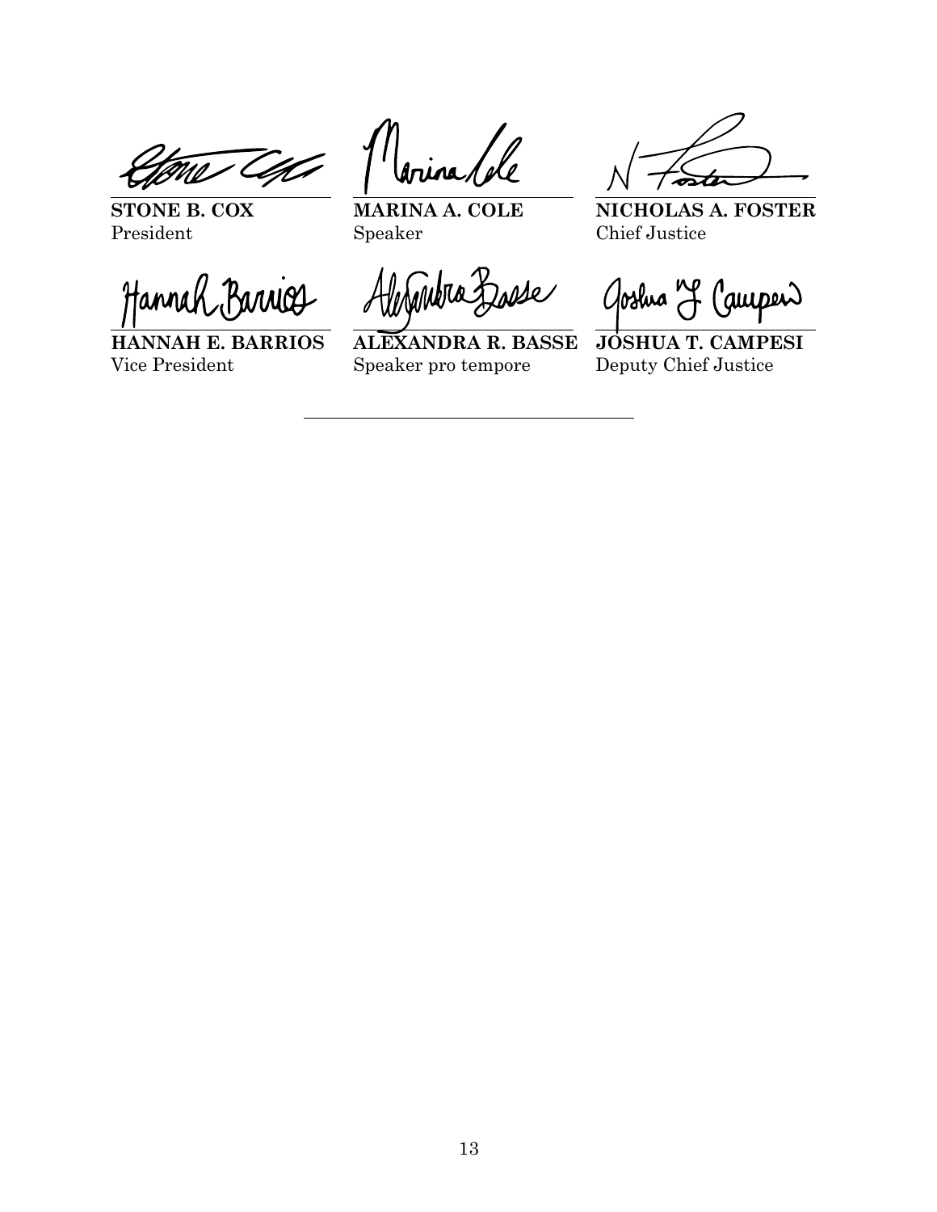**STONE B. COX**
President

**MARINA A. COLE**
Speaker

**NICHOLAS A. FOSTER**
Chief Justice

**HANNAH E. BARRIOS**
Vice President

**ALEXANDRA R. BASSE**
Speaker pro tempore

**JOSHUA T. CAMPESI**
Deputy Chief Justice